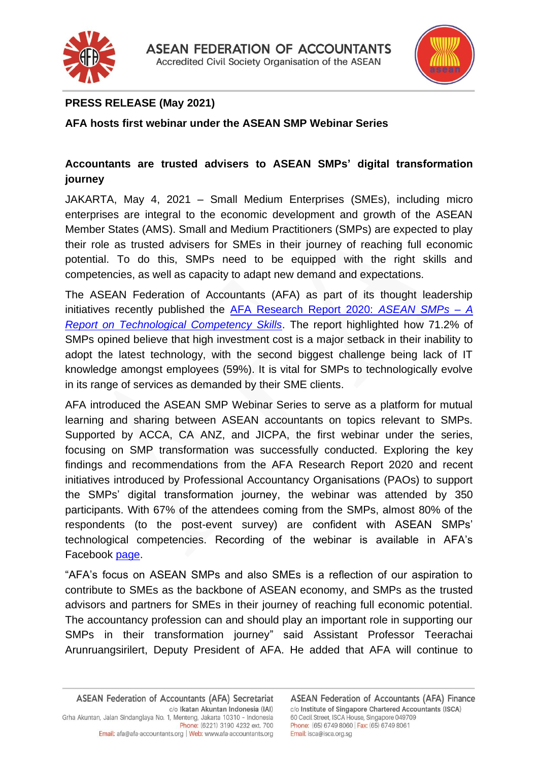# ASEAN FEDERATION OF ACCOUNTANTS

Accredited Civil Society Organisation of the ASEAN

**PRESS RELEASE (May 2021)**

**AFA hosts first webinar under the ASEAN SMP Webinar Series**

## Accountants are trusted advisers to ASEAN SMPs' digital transformation journey

JAKARTA, May 4, 2021 – Small Medium Enterprises (SMEs), including micro enterprises are integral to the economic development and growth of the ASEAN Member States (AMS). Small and Medium Practitioners (SMPs) are expected to play their role as trusted advisers for SMEs in their journey of reaching full economic potential. To do this, SMPs need to be equipped with the right skills and competencies, as well as capacity to adapt new demand and expectations.

The ASEAN Federation of Accountants (AFA) as part of its thought leadership initiatives recently published the AFA Research Report 2020: *ASEAN SMPs – A Report on Technological Competency Skills*. The report highlighted how 71.2% of SMPs opined believe that high investment cost is a major setback in their inability to adopt the latest technology, with the second biggest challenge being lack of IT knowledge amongst employees (59%). It is vital for SMPs to technologically evolve in its range of services as demanded by their SME clients.

AFA introduced the ASEAN SMP Webinar Series to serve as a platform for mutual learning and sharing between ASEAN accountants on topics relevant to SMPs. Supported by ACCA, CA ANZ, and JICPA, the first webinar under the series, focusing on SMP transformation was successfully conducted. Exploring the key findings and recommendations from the AFA Research Report 2020 and recent initiatives introduced by Professional Accountancy Organisations (PAOs) to support the SMPs' digital transformation journey, the webinar was attended by 350 participants. With 67% of the attendees coming from the SMPs, almost 80% of the respondents (to the post-event survey) are confident with ASEAN SMPs' technological competencies. Recording of the webinar is available in AFA's Facebook page.

"AFA's focus on ASEAN SMPs and also SMEs is a reflection of our aspiration to contribute to SMEs as the backbone of ASEAN economy, and SMPs as the trusted advisors and partners for SMEs in their journey of reaching full economic potential. The accountancy profession can and should play an important role in supporting our SMPs in their transformation journey" said Assistant Professor Teerachai Arunruangsirilert, Deputy President of AFA. He added that AFA will continue to

ASEAN Federation of Accountants (AFA) Secretariat
c/o Ikatan Akuntan Indonesia (IAI)
Grha Akuntan, Jalan Sindanglaya No. 1, Menteng, Jakarta 10310 - Indonesia
Phone: (6221) 3190 4232 ext. 700
Email: afa@afa-accountants.org | Web: www.afa-accountants.org

ASEAN Federation of Accountants (AFA) Finance
c/o Institute of Singapore Chartered Accountants (ISCA)
60 Cecil Street, ISCA House, Singapore 049709
Phone: (65) 6749 8060 | Fax: (65) 6749 8061
Email: isca@isca.org.sg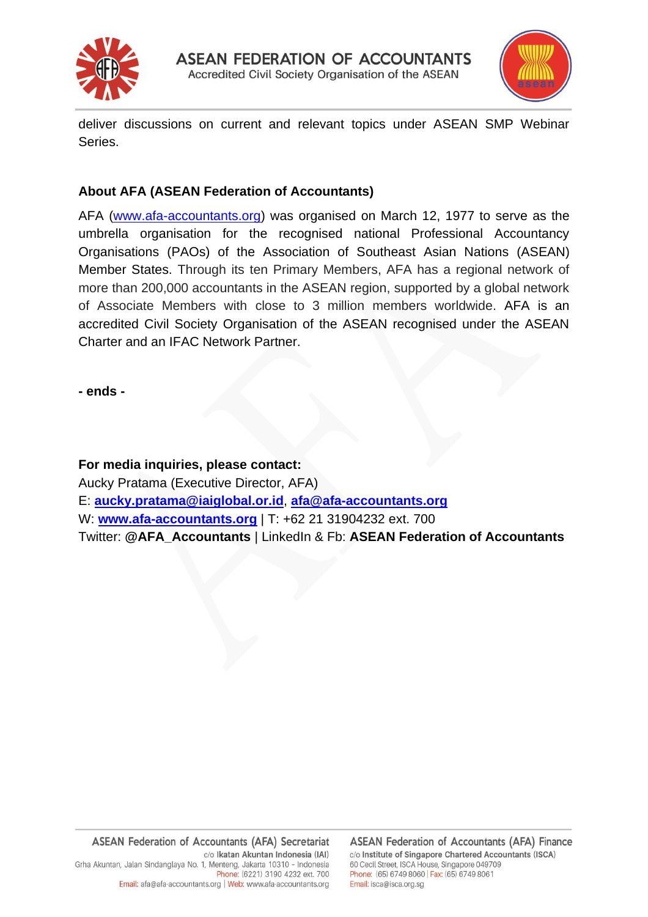deliver discussions on current and relevant topics under ASEAN SMP Webinar Series.

**About AFA (ASEAN Federation of Accountants)**

AFA (www.afa-accountants.org) was organised on March 12, 1977 to serve as the umbrella organisation for the recognised national Professional Accountancy Organisations (PAOs) of the Association of Southeast Asian Nations (ASEAN) Member States. Through its ten Primary Members, AFA has a regional network of more than 200,000 accountants in the ASEAN region, supported by a global network of Associate Members with close to 3 million members worldwide. AFA is an accredited Civil Society Organisation of the ASEAN recognised under the ASEAN Charter and an IFAC Network Partner.

**- ends -**

**For media inquiries, please contact:**
Aucky Pratama (Executive Director, AFA)
E: **aucky.pratama@iaiglobal.or.id**, **afa@afa-accountants.org**
W: **www.afa-accountants.org** | T: +62 21 31904232 ext. 700
Twitter: **@AFA_Accountants** | LinkedIn & Fb: **ASEAN Federation of Accountants**